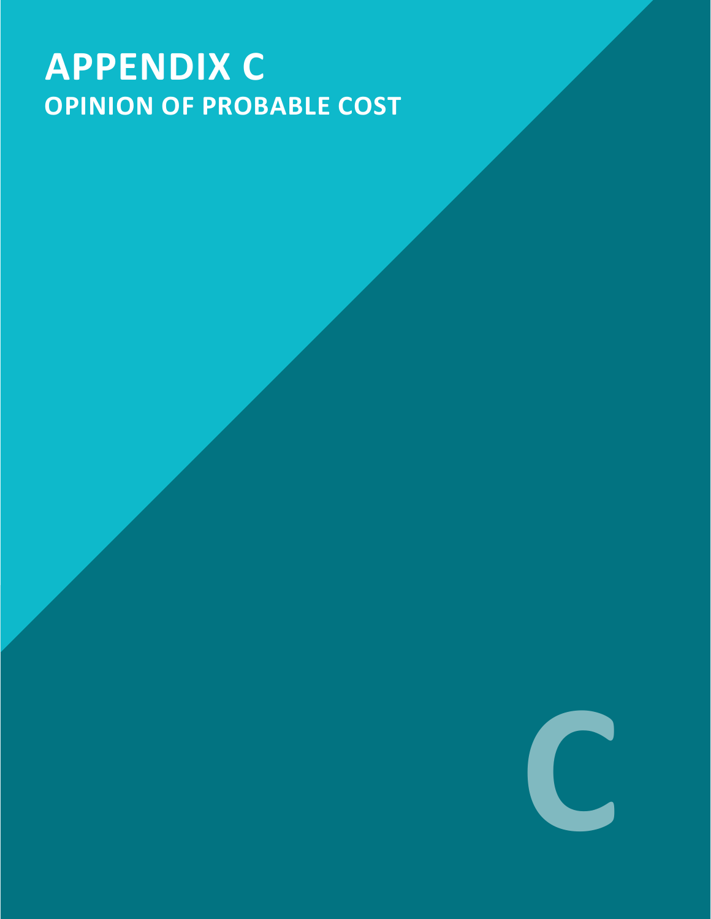# APPENDIX C

## OPINION OF PROBABLE COST

C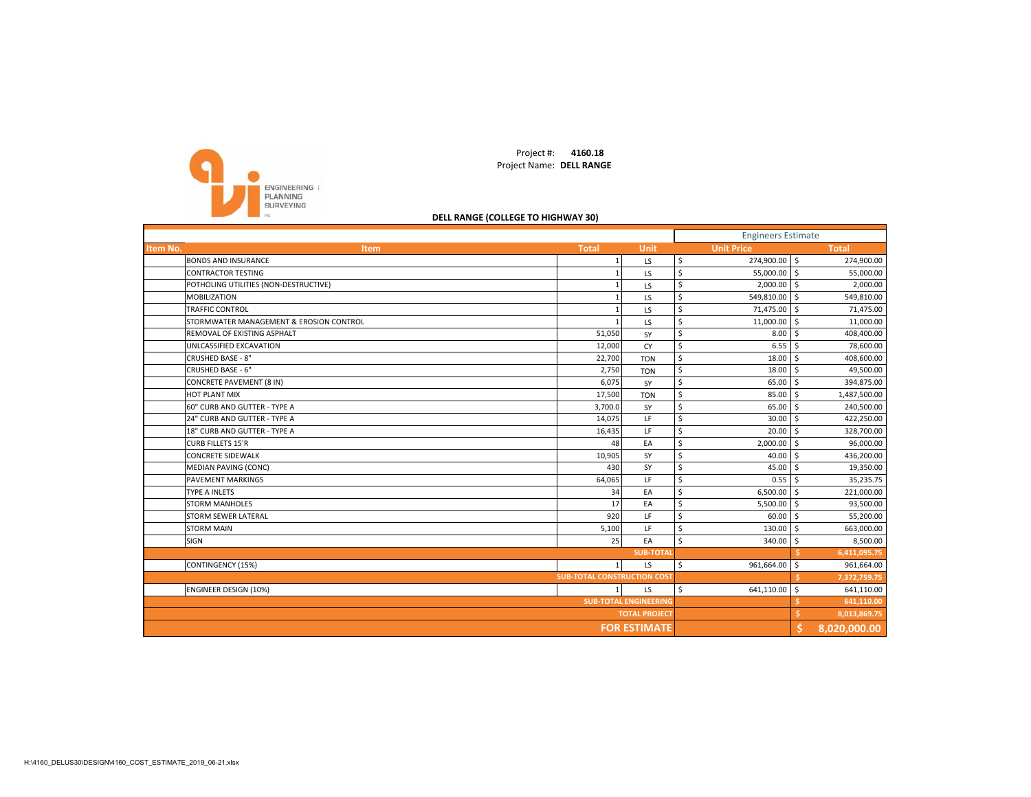Project #: **4160.18**
Project Name: **DELL RANGE**

**DELL RANGE (COLLEGE TO HIGHWAY 30)**

| | | | | Engineers Estimate | |
|---|---|---|---|---|---|
| Item No. | Item | Total | Unit | Unit Price | Total |
| | BONDS AND INSURANCE | 1 | LS | $ 274,900.00 | $ 274,900.00 |
| | CONTRACTOR TESTING | 1 | LS | $ 55,000.00 | $ 55,000.00 |
| | POTHOLING UTILITIES (NON-DESTRUCTIVE) | 1 | LS | $ 2,000.00 | $ 2,000.00 |
| | MOBILIZATION | 1 | LS | $ 549,810.00 | $ 549,810.00 |
| | TRAFFIC CONTROL | 1 | LS | $ 71,475.00 | $ 71,475.00 |
| | STORMWATER MANAGEMENT & EROSION CONTROL | 1 | LS | $ 11,000.00 | $ 11,000.00 |
| | REMOVAL OF EXISTING ASPHALT | 51,050 | SY | $ 8.00 | $ 408,400.00 |
| | UNLCASSIFIED EXCAVATION | 12,000 | CY | $ 6.55 | $ 78,600.00 |
| | CRUSHED BASE - 8" | 22,700 | TON | $ 18.00 | $ 408,600.00 |
| | CRUSHED BASE - 6" | 2,750 | TON | $ 18.00 | $ 49,500.00 |
| | CONCRETE PAVEMENT (8 IN) | 6,075 | SY | $ 65.00 | $ 394,875.00 |
| | HOT PLANT MIX | 17,500 | TON | $ 85.00 | $ 1,487,500.00 |
| | 60" CURB AND GUTTER - TYPE A | 3,700.0 | SY | $ 65.00 | $ 240,500.00 |
| | 24" CURB AND GUTTER - TYPE A | 14,075 | LF | $ 30.00 | $ 422,250.00 |
| | 18" CURB AND GUTTER - TYPE A | 16,435 | LF | $ 20.00 | $ 328,700.00 |
| | CURB FILLETS 15'R | 48 | EA | $ 2,000.00 | $ 96,000.00 |
| | CONCRETE SIDEWALK | 10,905 | SY | $ 40.00 | $ 436,200.00 |
| | MEDIAN PAVING (CONC) | 430 | SY | $ 45.00 | $ 19,350.00 |
| | PAVEMENT MARKINGS | 64,065 | LF | $ 0.55 | $ 35,235.75 |
| | TYPE A INLETS | 34 | EA | $ 6,500.00 | $ 221,000.00 |
| | STORM MANHOLES | 17 | EA | $ 5,500.00 | $ 93,500.00 |
| | STORM SEWER LATERAL | 920 | LF | $ 60.00 | $ 55,200.00 |
| | STORM MAIN | 5,100 | LF | $ 130.00 | $ 663,000.00 |
| | SIGN | 25 | EA | $ 340.00 | $ 8,500.00 |
| | | | SUB-TOTAL | | $ 6,411,095.75 |
| | CONTINGENCY (15%) | 1 | LS | $ 961,664.00 | $ 961,664.00 |
| | | SUB-TOTAL CONSTRUCTION COST | | | $ 7,372,759.75 |
| | ENGINEER DESIGN (10%) | 1 | LS | $ 641,110.00 | $ 641,110.00 |
| | | | SUB-TOTAL ENGINEERING | | $ 641,110.00 |
| | | | TOTAL PROJECT | | $ 8,013,869.75 |
| | | | **FOR ESTIMATE** | | **$ 8,020,000.00** |

H:\4160_DELUS30\DESIGN\4160_COST_ESTIMATE_2019_06-21.xlsx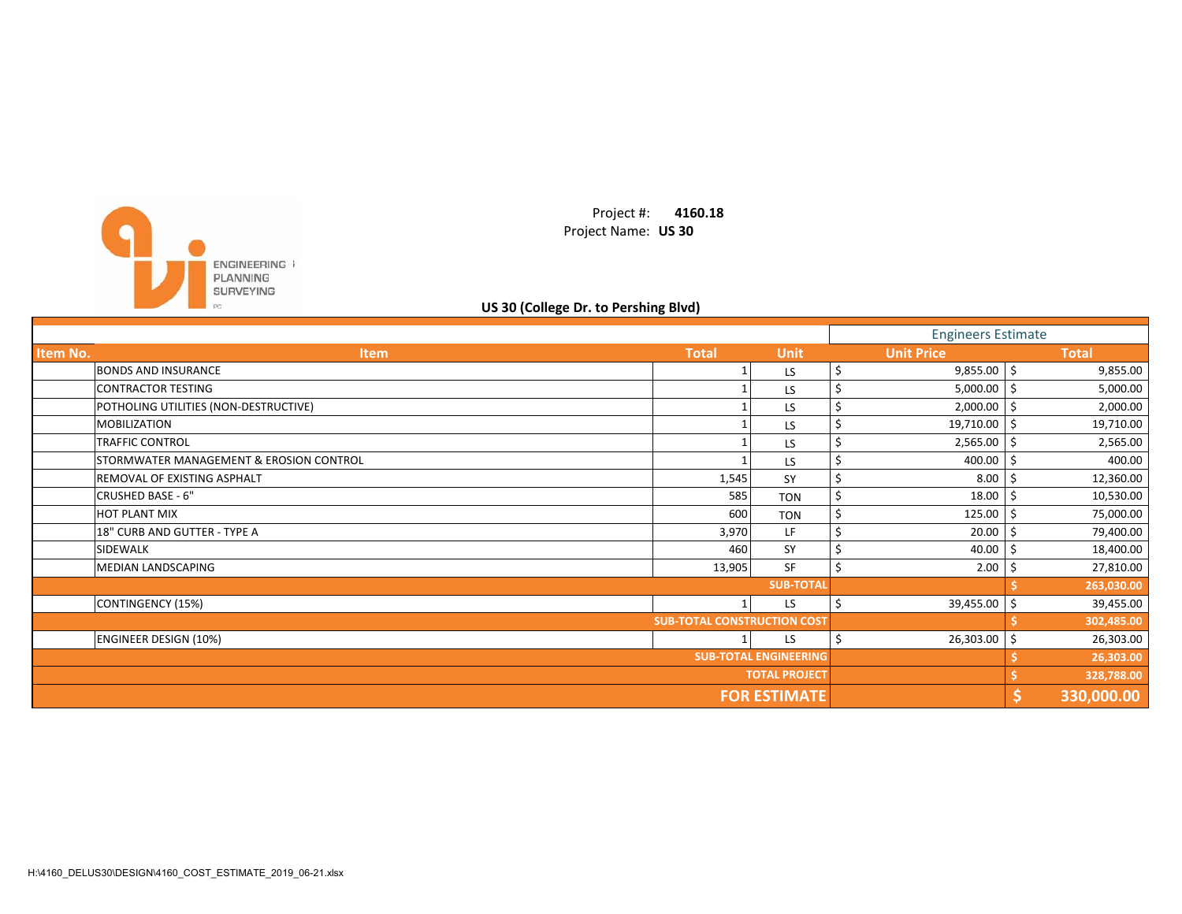Project #: **4160.18**
Project Name: **US 30**

ENGINEERING PLANNING SURVEYING PC

## US 30 (College Dr. to Pershing Blvd)

| Item No. | Item | Total | Unit | Engineers Estimate Unit Price | Engineers Estimate Total |
|---|---|---|---|---|---|
| | BONDS AND INSURANCE | 1 | LS | $ 9,855.00 | $ 9,855.00 |
| | CONTRACTOR TESTING | 1 | LS | $ 5,000.00 | $ 5,000.00 |
| | POTHOLING UTILITIES (NON-DESTRUCTIVE) | 1 | LS | $ 2,000.00 | $ 2,000.00 |
| | MOBILIZATION | 1 | LS | $ 19,710.00 | $ 19,710.00 |
| | TRAFFIC CONTROL | 1 | LS | $ 2,565.00 | $ 2,565.00 |
| | STORMWATER MANAGEMENT & EROSION CONTROL | 1 | LS | $ 400.00 | $ 400.00 |
| | REMOVAL OF EXISTING ASPHALT | 1,545 | SY | $ 8.00 | $ 12,360.00 |
| | CRUSHED BASE - 6" | 585 | TON | $ 18.00 | $ 10,530.00 |
| | HOT PLANT MIX | 600 | TON | $ 125.00 | $ 75,000.00 |
| | 18" CURB AND GUTTER - TYPE A | 3,970 | LF | $ 20.00 | $ 79,400.00 |
| | SIDEWALK | 460 | SY | $ 40.00 | $ 18,400.00 |
| | MEDIAN LANDSCAPING | 13,905 | SF | $ 2.00 | $ 27,810.00 |
| | | | **SUB-TOTAL** | | **$ 263,030.00** |
| | CONTINGENCY (15%) | 1 | LS | $ 39,455.00 | $ 39,455.00 |
| | | | **SUB-TOTAL CONSTRUCTION COST** | | **$ 302,485.00** |
| | ENGINEER DESIGN (10%) | 1 | LS | $ 26,303.00 | $ 26,303.00 |
| | | | **SUB-TOTAL ENGINEERING** | | **$ 26,303.00** |
| | | | **TOTAL PROJECT** | | **$ 328,788.00** |
| | | | **FOR ESTIMATE** | | **$ 330,000.00** |

H:\4160_DELUS30\DESIGN\4160_COST_ESTIMATE_2019_06-21.xlsx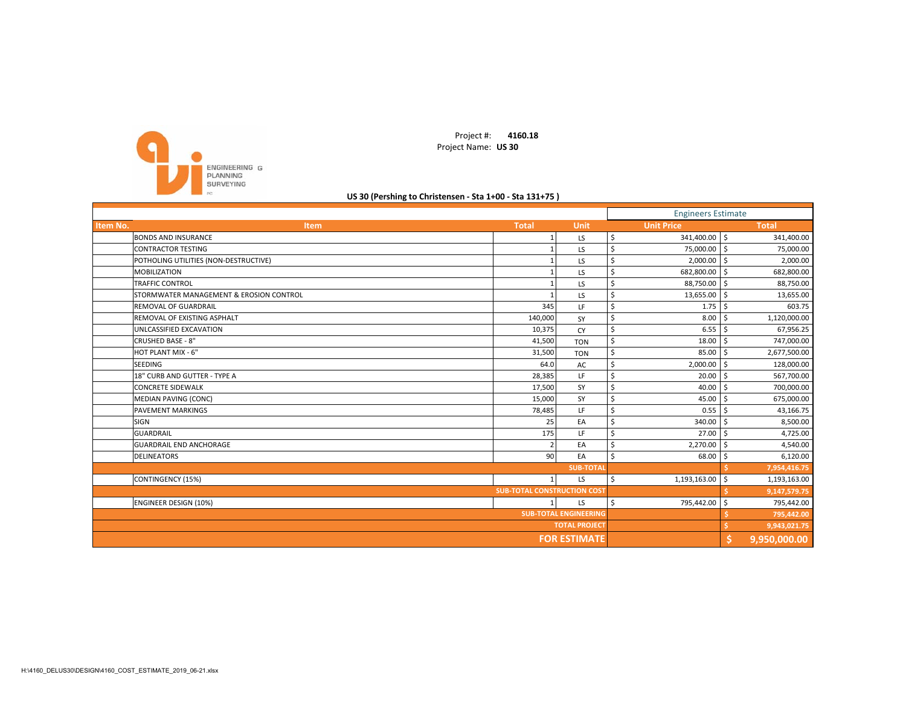ENGINEERING PLANNING SURVEYING PC

Project #: **4160.18**
Project Name: **US 30**

**US 30 (Pershing to Christensen - Sta 1+00 - Sta 131+75 )**

| Item No. | Item | Total | Unit | Engineers Estimate Unit Price | Engineers Estimate Total |
|---|---|---|---|---|---|
| | BONDS AND INSURANCE | 1 | LS | $ 341,400.00 | $ 341,400.00 |
| | CONTRACTOR TESTING | 1 | LS | $ 75,000.00 | $ 75,000.00 |
| | POTHOLING UTILITIES (NON-DESTRUCTIVE) | 1 | LS | $ 2,000.00 | $ 2,000.00 |
| | MOBILIZATION | 1 | LS | $ 682,800.00 | $ 682,800.00 |
| | TRAFFIC CONTROL | 1 | LS | $ 88,750.00 | $ 88,750.00 |
| | STORMWATER MANAGEMENT & EROSION CONTROL | 1 | LS | $ 13,655.00 | $ 13,655.00 |
| | REMOVAL OF GUARDRAIL | 345 | LF | $ 1.75 | $ 603.75 |
| | REMOVAL OF EXISTING ASPHALT | 140,000 | SY | $ 8.00 | $ 1,120,000.00 |
| | UNLCASSIFIED EXCAVATION | 10,375 | CY | $ 6.55 | $ 67,956.25 |
| | CRUSHED BASE - 8" | 41,500 | TON | $ 18.00 | $ 747,000.00 |
| | HOT PLANT MIX - 6" | 31,500 | TON | $ 85.00 | $ 2,677,500.00 |
| | SEEDING | 64.0 | AC | $ 2,000.00 | $ 128,000.00 |
| | 18" CURB AND GUTTER - TYPE A | 28,385 | LF | $ 20.00 | $ 567,700.00 |
| | CONCRETE SIDEWALK | 17,500 | SY | $ 40.00 | $ 700,000.00 |
| | MEDIAN PAVING (CONC) | 15,000 | SY | $ 45.00 | $ 675,000.00 |
| | PAVEMENT MARKINGS | 78,485 | LF | $ 0.55 | $ 43,166.75 |
| | SIGN | 25 | EA | $ 340.00 | $ 8,500.00 |
| | GUARDRAIL | 175 | LF | $ 27.00 | $ 4,725.00 |
| | GUARDRAIL END ANCHORAGE | 2 | EA | $ 2,270.00 | $ 4,540.00 |
| | DELINEATORS | 90 | EA | $ 68.00 | $ 6,120.00 |
| | | | **SUB-TOTAL** | | **$ 7,954,416.75** |
| | CONTINGENCY (15%) | 1 | LS | $ 1,193,163.00 | $ 1,193,163.00 |
| | | | **SUB-TOTAL CONSTRUCTION COST** | | **$ 9,147,579.75** |
| | ENGINEER DESIGN (10%) | 1 | LS | $ 795,442.00 | $ 795,442.00 |
| | | | **SUB-TOTAL ENGINEERING** | | **$ 795,442.00** |
| | | | **TOTAL PROJECT** | | **$ 9,943,021.75** |
| | | | **FOR ESTIMATE** | | **$ 9,950,000.00** |

H:\4160_DELUS30\DESIGN\4160_COST_ESTIMATE_2019_06-21.xlsx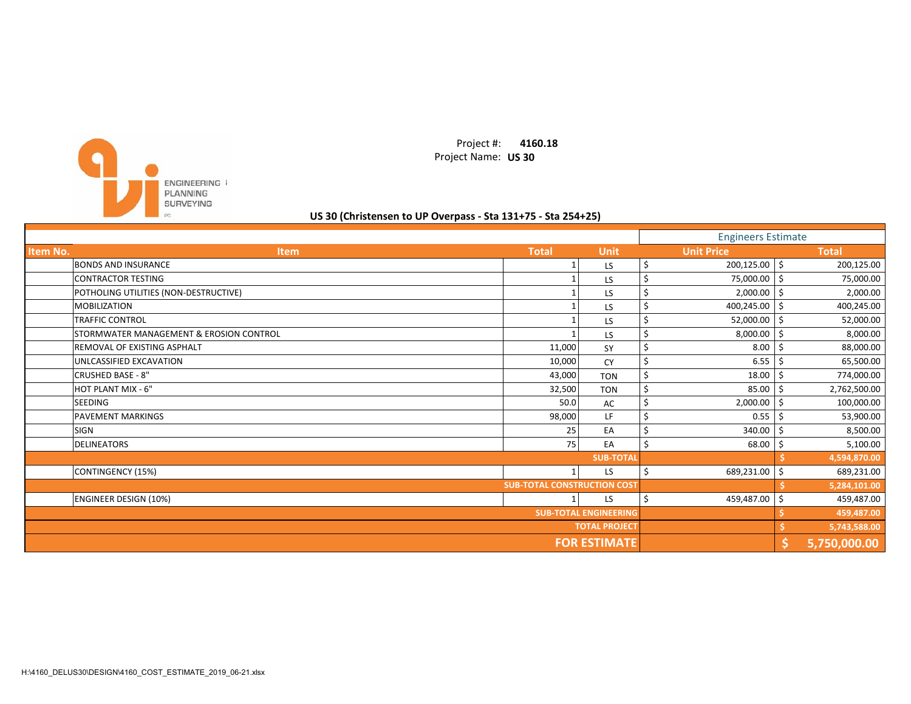ENGINEERING PLANNING SURVEYING PC

Project #: **4160.18**
Project Name: **US 30**

**US 30 (Christensen to UP Overpass - Sta 131+75 - Sta 254+25)**

| | | | | Engineers Estimate | |
|---|---|---|---|---|---|
| **Item No.** | **Item** | **Total** | **Unit** | **Unit Price** | **Total** |
| | BONDS AND INSURANCE | 1 | LS | $ 200,125.00 | $ 200,125.00 |
| | CONTRACTOR TESTING | 1 | LS | $ 75,000.00 | $ 75,000.00 |
| | POTHOLING UTILITIES (NON-DESTRUCTIVE) | 1 | LS | $ 2,000.00 | $ 2,000.00 |
| | MOBILIZATION | 1 | LS | $ 400,245.00 | $ 400,245.00 |
| | TRAFFIC CONTROL | 1 | LS | $ 52,000.00 | $ 52,000.00 |
| | STORMWATER MANAGEMENT & EROSION CONTROL | 1 | LS | $ 8,000.00 | $ 8,000.00 |
| | REMOVAL OF EXISTING ASPHALT | 11,000 | SY | $ 8.00 | $ 88,000.00 |
| | UNLCASSIFIED EXCAVATION | 10,000 | CY | $ 6.55 | $ 65,500.00 |
| | CRUSHED BASE - 8" | 43,000 | TON | $ 18.00 | $ 774,000.00 |
| | HOT PLANT MIX - 6" | 32,500 | TON | $ 85.00 | $ 2,762,500.00 |
| | SEEDING | 50.0 | AC | $ 2,000.00 | $ 100,000.00 |
| | PAVEMENT MARKINGS | 98,000 | LF | $ 0.55 | $ 53,900.00 |
| | SIGN | 25 | EA | $ 340.00 | $ 8,500.00 |
| | DELINEATORS | 75 | EA | $ 68.00 | $ 5,100.00 |
| | | | **SUB-TOTAL** | | **$ 4,594,870.00** |
| | CONTINGENCY (15%) | 1 | LS | $ 689,231.00 | $ 689,231.00 |
| | | | **SUB-TOTAL CONSTRUCTION COST** | | **$ 5,284,101.00** |
| | ENGINEER DESIGN (10%) | 1 | LS | $ 459,487.00 | $ 459,487.00 |
| | | | **SUB-TOTAL ENGINEERING** | | **$ 459,487.00** |
| | | | **TOTAL PROJECT** | | **$ 5,743,588.00** |
| | | | **FOR ESTIMATE** | | **$ 5,750,000.00** |

H:\4160_DELUS30\DESIGN\4160_COST_ESTIMATE_2019_06-21.xlsx